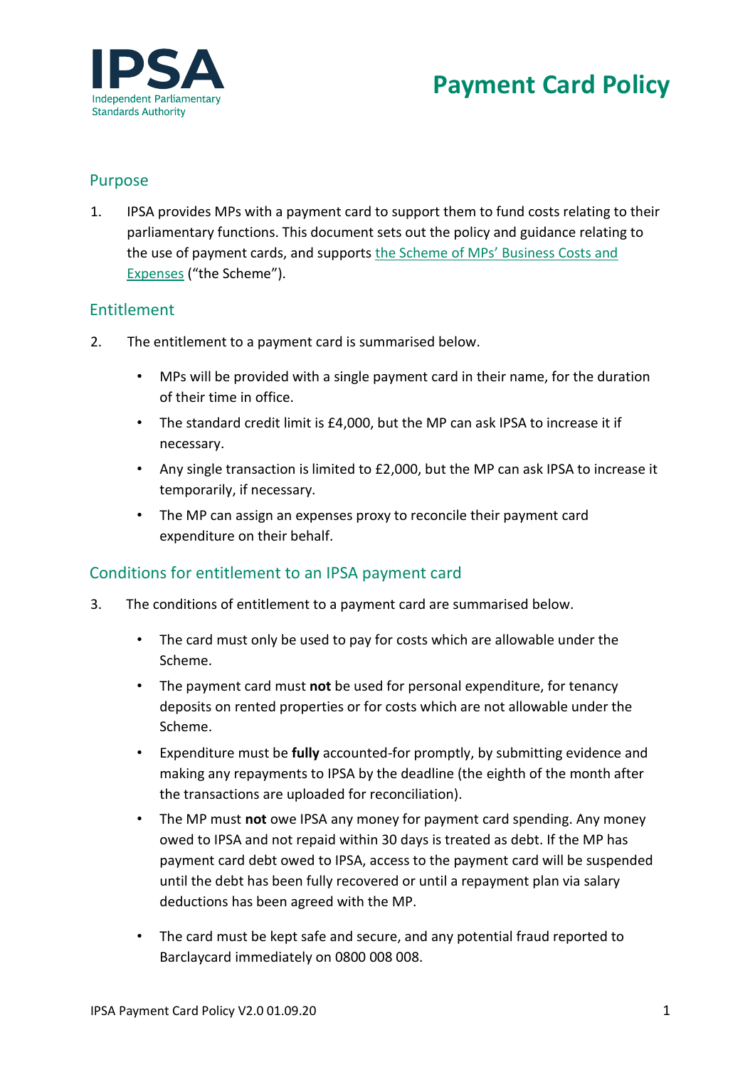# Payment Card Policy

## Purpose

1. IPSA provides MPs with a payment card to support them to fund costs relating to their parliamentary functions. This document sets out the policy and guidance relating to the use of payment cards, and supports [the Scheme of MPs' Business Costs and Expenses]() ("the Scheme").

## Entitlement

2. The entitlement to a payment card is summarised below.

    - MPs will be provided with a single payment card in their name, for the duration of their time in office.
    - The standard credit limit is £4,000, but the MP can ask IPSA to increase it if necessary.
    - Any single transaction is limited to £2,000, but the MP can ask IPSA to increase it temporarily, if necessary.
    - The MP can assign an expenses proxy to reconcile their payment card expenditure on their behalf.

## Conditions for entitlement to an IPSA payment card

3. The conditions of entitlement to a payment card are summarised below.

    - The card must only be used to pay for costs which are allowable under the Scheme.
    - The payment card must **not** be used for personal expenditure, for tenancy deposits on rented properties or for costs which are not allowable under the Scheme.
    - Expenditure must be **fully** accounted-for promptly, by submitting evidence and making any repayments to IPSA by the deadline (the eighth of the month after the transactions are uploaded for reconciliation).
    - The MP must **not** owe IPSA any money for payment card spending. Any money owed to IPSA and not repaid within 30 days is treated as debt. If the MP has payment card debt owed to IPSA, access to the payment card will be suspended until the debt has been fully recovered or until a repayment plan via salary deductions has been agreed with the MP.
    - The card must be kept safe and secure, and any potential fraud reported to Barclaycard immediately on 0800 008 008.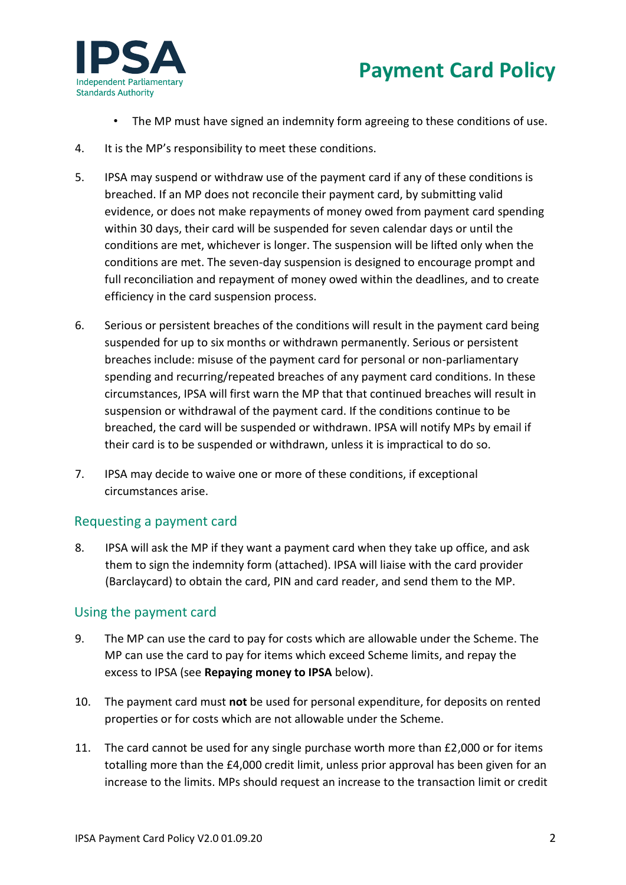- The MP must have signed an indemnity form agreeing to these conditions of use.

4. It is the MP's responsibility to meet these conditions.

5. IPSA may suspend or withdraw use of the payment card if any of these conditions is breached. If an MP does not reconcile their payment card, by submitting valid evidence, or does not make repayments of money owed from payment card spending within 30 days, their card will be suspended for seven calendar days or until the conditions are met, whichever is longer. The suspension will be lifted only when the conditions are met. The seven-day suspension is designed to encourage prompt and full reconciliation and repayment of money owed within the deadlines, and to create efficiency in the card suspension process.

6. Serious or persistent breaches of the conditions will result in the payment card being suspended for up to six months or withdrawn permanently. Serious or persistent breaches include: misuse of the payment card for personal or non-parliamentary spending and recurring/repeated breaches of any payment card conditions. In these circumstances, IPSA will first warn the MP that that continued breaches will result in suspension or withdrawal of the payment card. If the conditions continue to be breached, the card will be suspended or withdrawn. IPSA will notify MPs by email if their card is to be suspended or withdrawn, unless it is impractical to do so.

7. IPSA may decide to waive one or more of these conditions, if exceptional circumstances arise.

## Requesting a payment card

8. IPSA will ask the MP if they want a payment card when they take up office, and ask them to sign the indemnity form (attached). IPSA will liaise with the card provider (Barclaycard) to obtain the card, PIN and card reader, and send them to the MP.

## Using the payment card

9. The MP can use the card to pay for costs which are allowable under the Scheme. The MP can use the card to pay for items which exceed Scheme limits, and repay the excess to IPSA (see **Repaying money to IPSA** below).

10. The payment card must **not** be used for personal expenditure, for deposits on rented properties or for costs which are not allowable under the Scheme.

11. The card cannot be used for any single purchase worth more than £2,000 or for items totalling more than the £4,000 credit limit, unless prior approval has been given for an increase to the limits. MPs should request an increase to the transaction limit or credit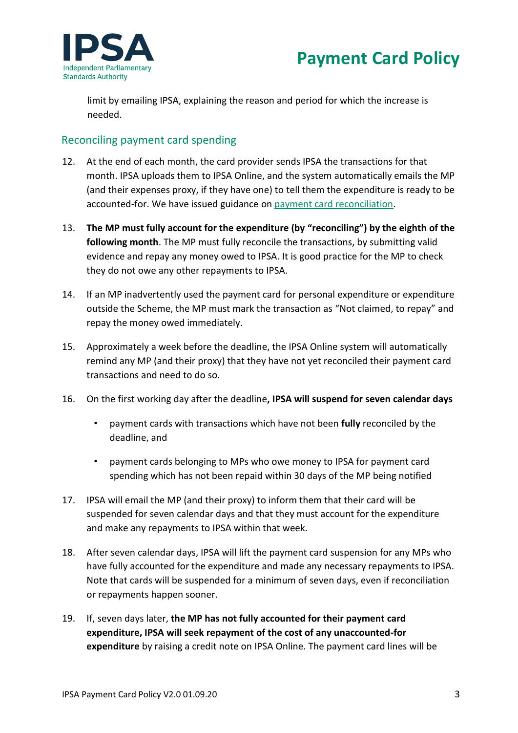limit by emailing IPSA, explaining the reason and period for which the increase is needed.

## Reconciling payment card spending

12. At the end of each month, the card provider sends IPSA the transactions for that month. IPSA uploads them to IPSA Online, and the system automatically emails the MP (and their expenses proxy, if they have one) to tell them the expenditure is ready to be accounted-for. We have issued guidance on [payment card reconciliation](payment card reconciliation).

13. **The MP must fully account for the expenditure (by "reconciling") by the eighth of the following month**. The MP must fully reconcile the transactions, by submitting valid evidence and repay any money owed to IPSA. It is good practice for the MP to check they do not owe any other repayments to IPSA.

14. If an MP inadvertently used the payment card for personal expenditure or expenditure outside the Scheme, the MP must mark the transaction as "Not claimed, to repay" and repay the money owed immediately.

15. Approximately a week before the deadline, the IPSA Online system will automatically remind any MP (and their proxy) that they have not yet reconciled their payment card transactions and need to do so.

16. On the first working day after the deadline**, IPSA will suspend for seven calendar days**
    - payment cards with transactions which have not been **fully** reconciled by the deadline, and
    - payment cards belonging to MPs who owe money to IPSA for payment card spending which has not been repaid within 30 days of the MP being notified

17. IPSA will email the MP (and their proxy) to inform them that their card will be suspended for seven calendar days and that they must account for the expenditure and make any repayments to IPSA within that week.

18. After seven calendar days, IPSA will lift the payment card suspension for any MPs who have fully accounted for the expenditure and made any necessary repayments to IPSA. Note that cards will be suspended for a minimum of seven days, even if reconciliation or repayments happen sooner.

19. If, seven days later, **the MP has not fully accounted for their payment card expenditure, IPSA will seek repayment of the cost of any unaccounted-for expenditure** by raising a credit note on IPSA Online. The payment card lines will be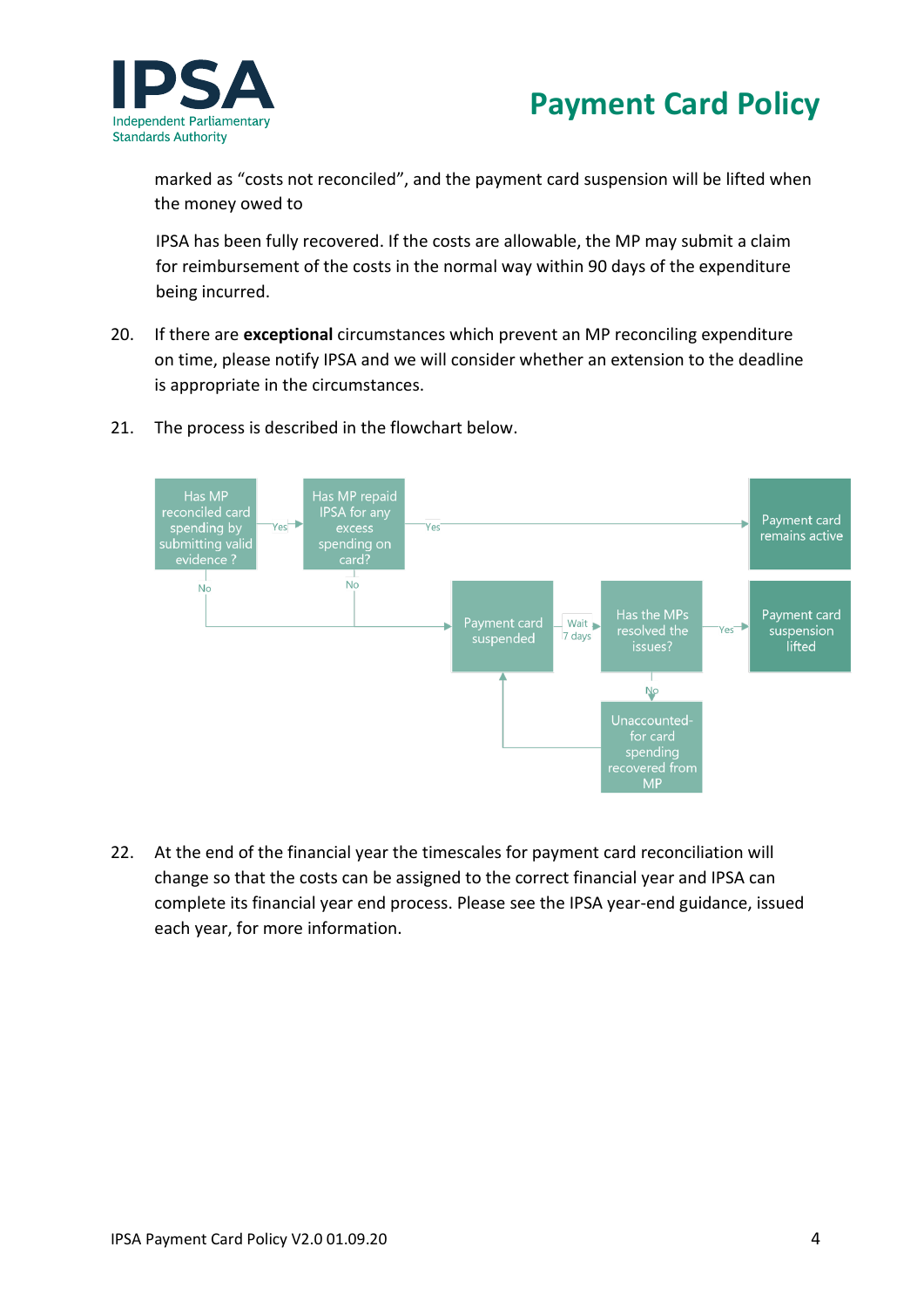marked as “costs not reconciled”, and the payment card suspension will be lifted when the money owed to

IPSA has been fully recovered. If the costs are allowable, the MP may submit a claim for reimbursement of the costs in the normal way within 90 days of the expenditure being incurred.

20. If there are **exceptional** circumstances which prevent an MP reconciling expenditure on time, please notify IPSA and we will consider whether an extension to the deadline is appropriate in the circumstances.

21. The process is described in the flowchart below.

Has MP reconciled card spending by submitting valid evidence ?

Yes

Has MP repaid IPSA for any excess spending on card?

Yes

Payment card remains active

No

No

Payment card suspended

Wait 7 days

Has the MPs resolved the issues?

Yes

Payment card suspension lifted

No

Unaccounted-for card spending recovered from MP

22. At the end of the financial year the timescales for payment card reconciliation will change so that the costs can be assigned to the correct financial year and IPSA can complete its financial year end process. Please see the IPSA year-end guidance, issued each year, for more information.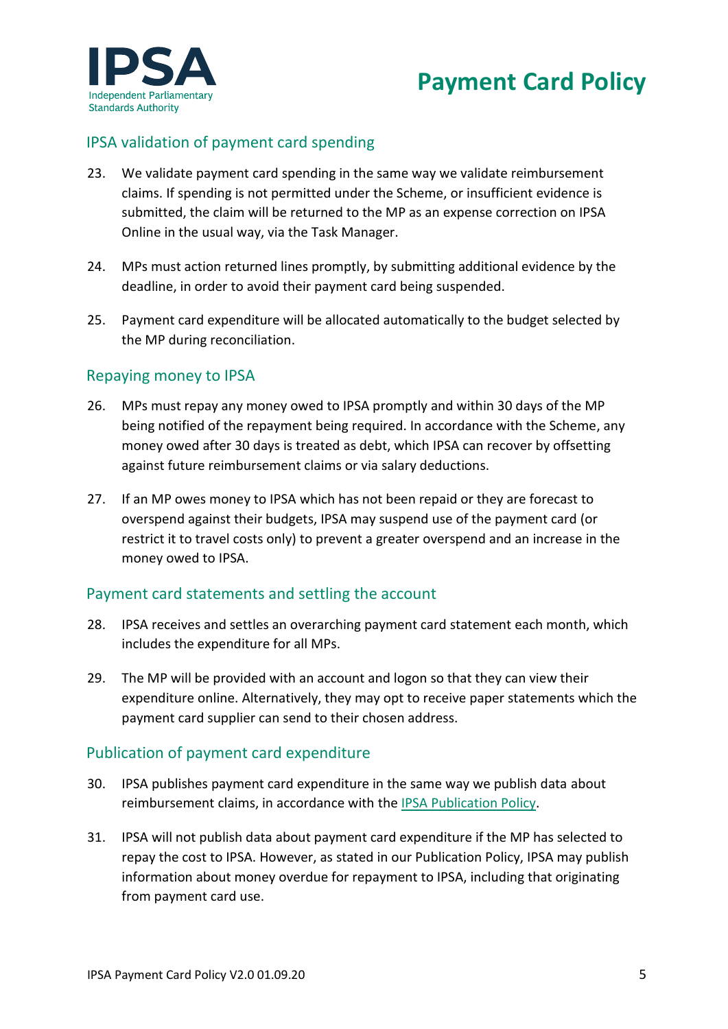## IPSA validation of payment card spending

23. We validate payment card spending in the same way we validate reimbursement claims. If spending is not permitted under the Scheme, or insufficient evidence is submitted, the claim will be returned to the MP as an expense correction on IPSA Online in the usual way, via the Task Manager.

24. MPs must action returned lines promptly, by submitting additional evidence by the deadline, in order to avoid their payment card being suspended.

25. Payment card expenditure will be allocated automatically to the budget selected by the MP during reconciliation.

## Repaying money to IPSA

26. MPs must repay any money owed to IPSA promptly and within 30 days of the MP being notified of the repayment being required. In accordance with the Scheme, any money owed after 30 days is treated as debt, which IPSA can recover by offsetting against future reimbursement claims or via salary deductions.

27. If an MP owes money to IPSA which has not been repaid or they are forecast to overspend against their budgets, IPSA may suspend use of the payment card (or restrict it to travel costs only) to prevent a greater overspend and an increase in the money owed to IPSA.

## Payment card statements and settling the account

28. IPSA receives and settles an overarching payment card statement each month, which includes the expenditure for all MPs.

29. The MP will be provided with an account and logon so that they can view their expenditure online. Alternatively, they may opt to receive paper statements which the payment card supplier can send to their chosen address.

## Publication of payment card expenditure

30. IPSA publishes payment card expenditure in the same way we publish data about reimbursement claims, in accordance with the IPSA Publication Policy.

31. IPSA will not publish data about payment card expenditure if the MP has selected to repay the cost to IPSA. However, as stated in our Publication Policy, IPSA may publish information about money overdue for repayment to IPSA, including that originating from payment card use.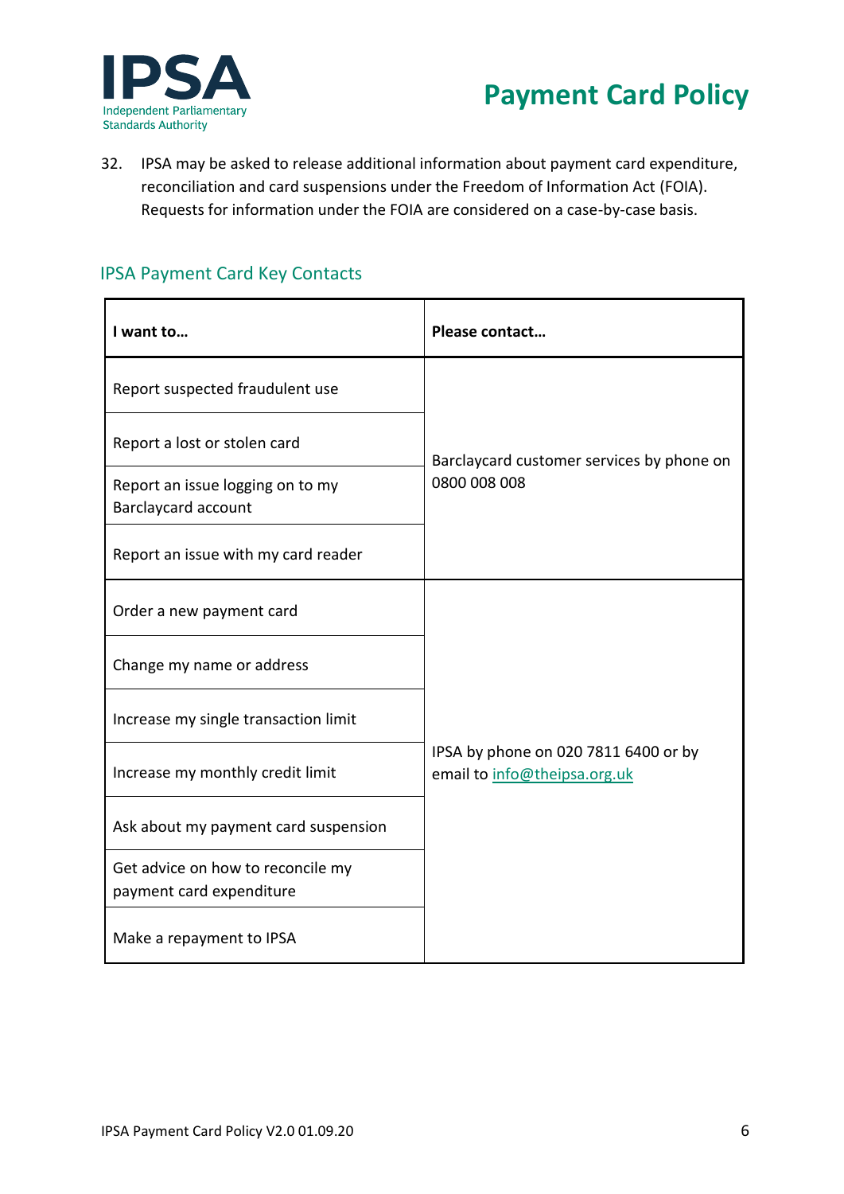32. IPSA may be asked to release additional information about payment card expenditure, reconciliation and card suspensions under the Freedom of Information Act (FOIA). Requests for information under the FOIA are considered on a case-by-case basis.

## IPSA Payment Card Key Contacts

| I want to… | Please contact… |
|---|---|
| Report suspected fraudulent use | Barclaycard customer services by phone on 0800 008 008 |
| Report a lost or stolen card | |
| Report an issue logging on to my Barclaycard account | |
| Report an issue with my card reader | |
| Order a new payment card | IPSA by phone on 020 7811 6400 or by email to info@theipsa.org.uk |
| Change my name or address | |
| Increase my single transaction limit | |
| Increase my monthly credit limit | |
| Ask about my payment card suspension | |
| Get advice on how to reconcile my payment card expenditure | |
| Make a repayment to IPSA | |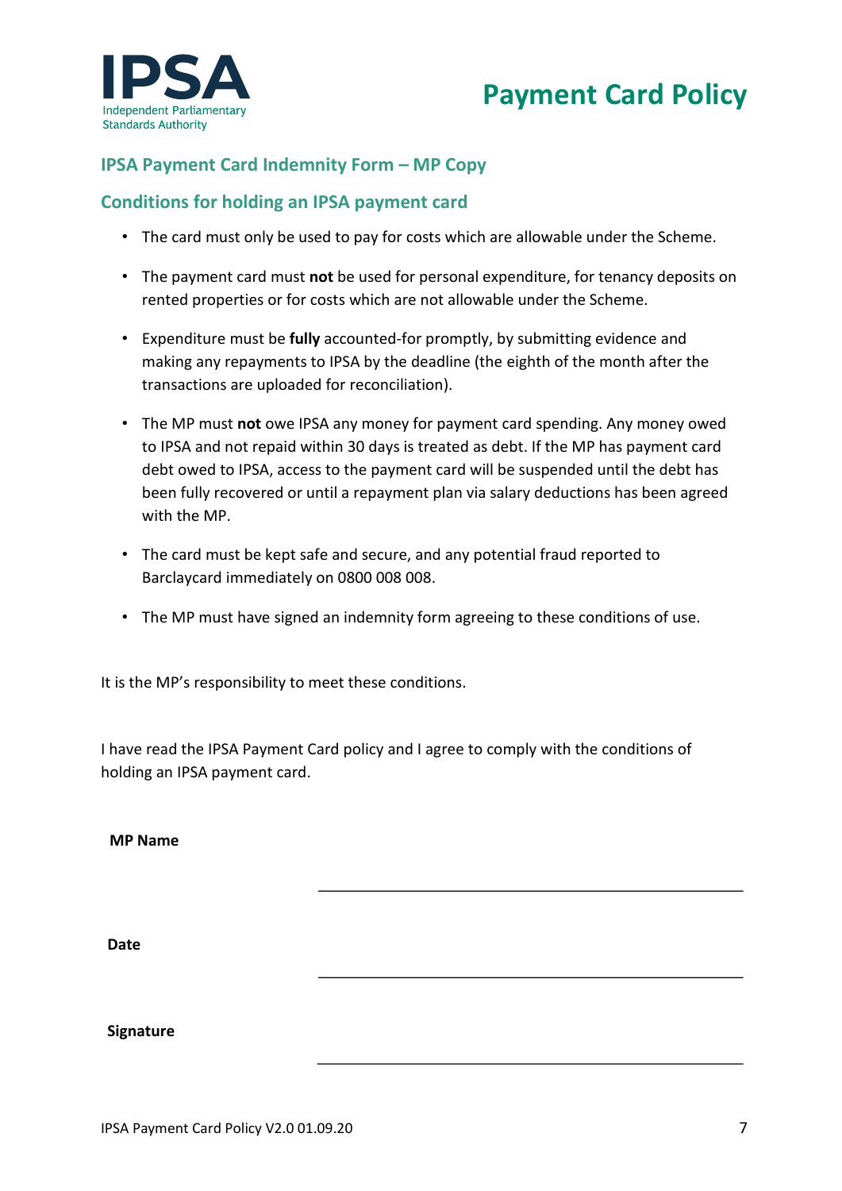## IPSA Payment Card Indemnity Form – MP Copy

## Conditions for holding an IPSA payment card

- The card must only be used to pay for costs which are allowable under the Scheme.
- The payment card must **not** be used for personal expenditure, for tenancy deposits on rented properties or for costs which are not allowable under the Scheme.
- Expenditure must be **fully** accounted-for promptly, by submitting evidence and making any repayments to IPSA by the deadline (the eighth of the month after the transactions are uploaded for reconciliation).
- The MP must **not** owe IPSA any money for payment card spending. Any money owed to IPSA and not repaid within 30 days is treated as debt. If the MP has payment card debt owed to IPSA, access to the payment card will be suspended until the debt has been fully recovered or until a repayment plan via salary deductions has been agreed with the MP.
- The card must be kept safe and secure, and any potential fraud reported to Barclaycard immediately on 0800 008 008.
- The MP must have signed an indemnity form agreeing to these conditions of use.

It is the MP's responsibility to meet these conditions.

I have read the IPSA Payment Card policy and I agree to comply with the conditions of holding an IPSA payment card.

**MP Name** \_\_\_\_\_\_\_\_\_\_\_\_\_\_\_\_\_\_\_\_\_\_\_\_\_\_\_\_\_\_\_\_\_\_\_\_\_\_\_\_

**Date** \_\_\_\_\_\_\_\_\_\_\_\_\_\_\_\_\_\_\_\_\_\_\_\_\_\_\_\_\_\_\_\_\_\_\_\_\_\_\_\_

**Signature** \_\_\_\_\_\_\_\_\_\_\_\_\_\_\_\_\_\_\_\_\_\_\_\_\_\_\_\_\_\_\_\_\_\_\_\_\_\_\_\_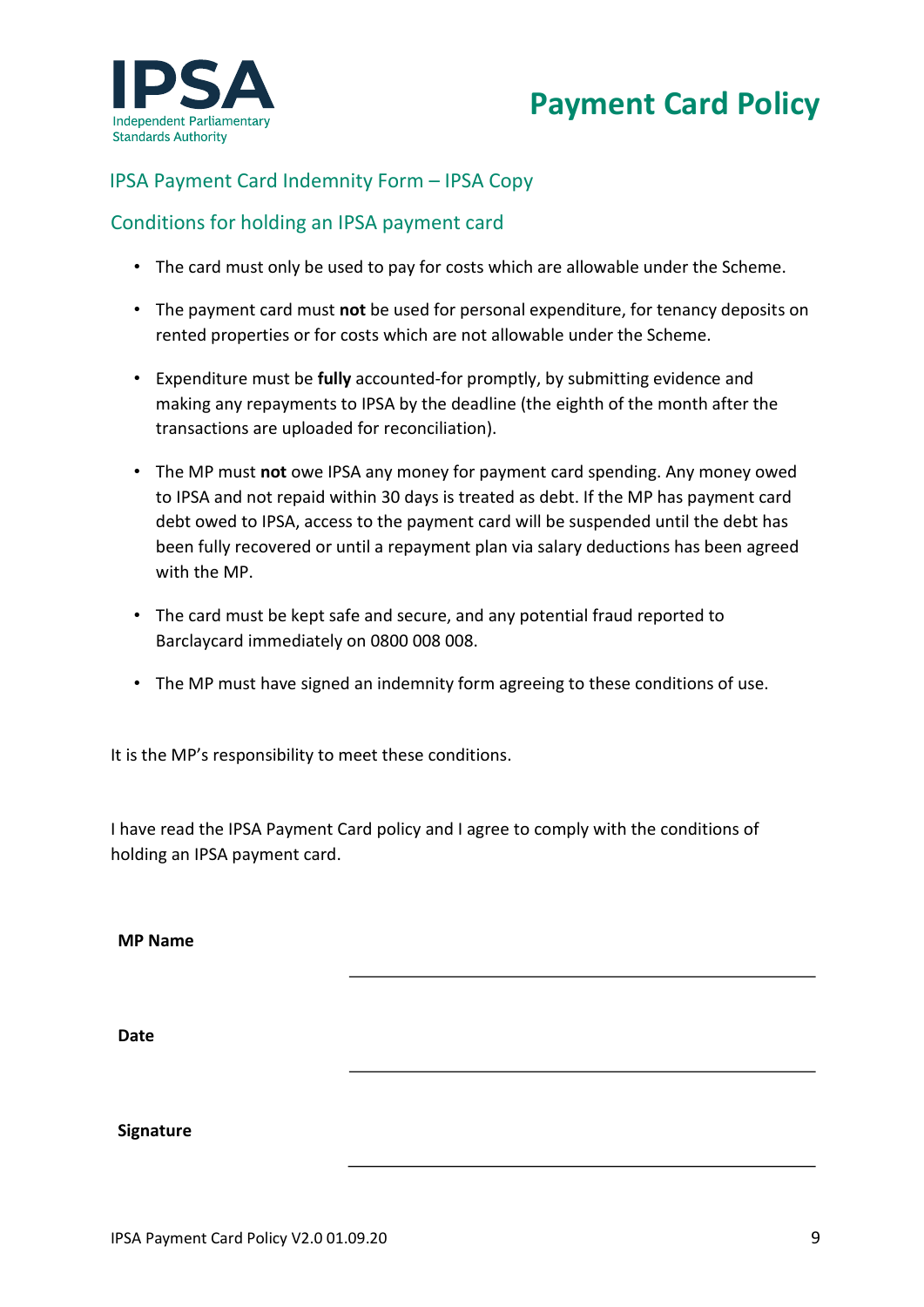## IPSA Payment Card Indemnity Form – IPSA Copy

## Conditions for holding an IPSA payment card

- The card must only be used to pay for costs which are allowable under the Scheme.
- The payment card must **not** be used for personal expenditure, for tenancy deposits on rented properties or for costs which are not allowable under the Scheme.
- Expenditure must be **fully** accounted-for promptly, by submitting evidence and making any repayments to IPSA by the deadline (the eighth of the month after the transactions are uploaded for reconciliation).
- The MP must **not** owe IPSA any money for payment card spending. Any money owed to IPSA and not repaid within 30 days is treated as debt. If the MP has payment card debt owed to IPSA, access to the payment card will be suspended until the debt has been fully recovered or until a repayment plan via salary deductions has been agreed with the MP.
- The card must be kept safe and secure, and any potential fraud reported to Barclaycard immediately on 0800 008 008.
- The MP must have signed an indemnity form agreeing to these conditions of use.

It is the MP's responsibility to meet these conditions.

I have read the IPSA Payment Card policy and I agree to comply with the conditions of holding an IPSA payment card.

**MP Name** ____________________________________________

**Date** ____________________________________________

**Signature** ____________________________________________